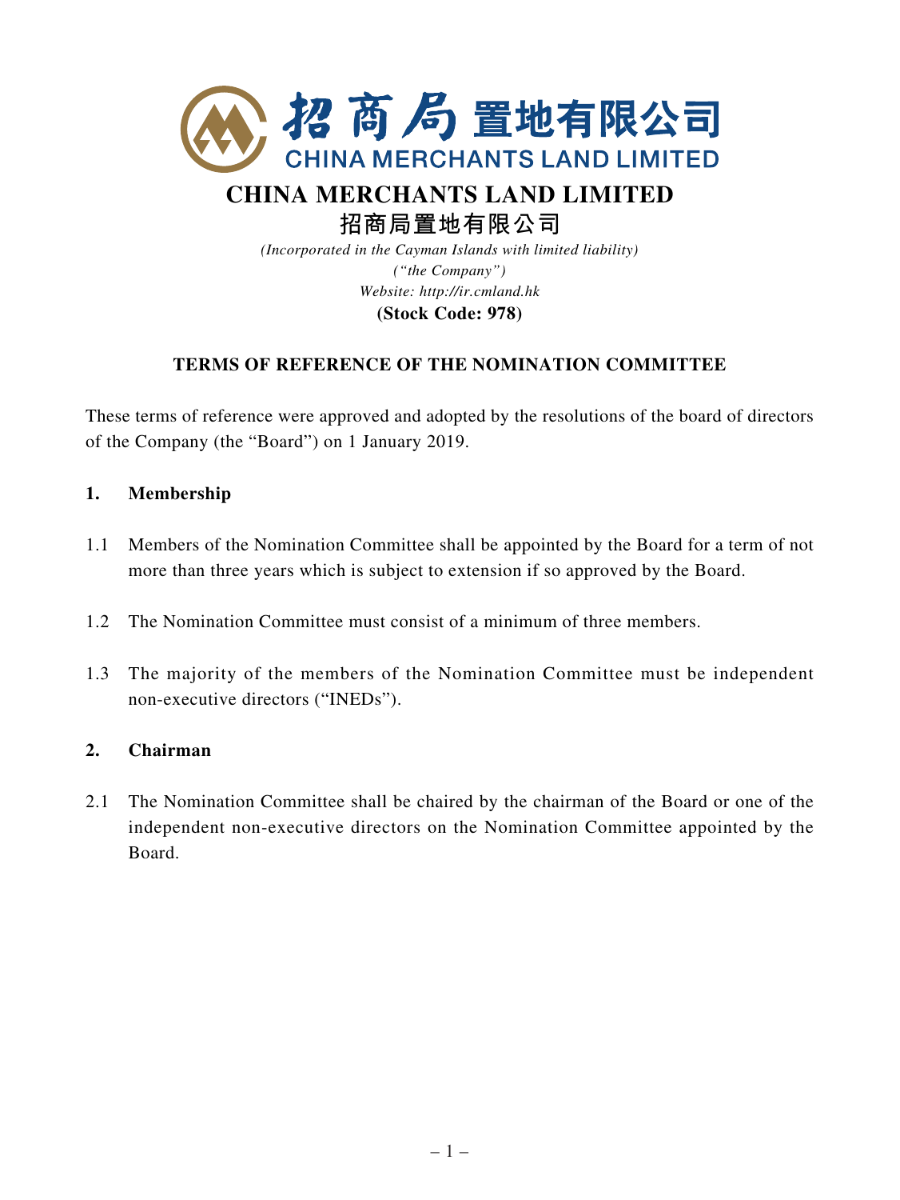# CHINA MERCHANTS LAND LIMITED

# 招商局置地有限公司

*(Incorporated in the Cayman Islands with limited liability)*
*("the Company")*
*Website: http://ir.cmland.hk*
**(Stock Code: 978)**

## TERMS OF REFERENCE OF THE NOMINATION COMMITTEE

These terms of reference were approved and adopted by the resolutions of the board of directors of the Company (the "Board") on 1 January 2019.

### 1. Membership

1.1 Members of the Nomination Committee shall be appointed by the Board for a term of not more than three years which is subject to extension if so approved by the Board.

1.2 The Nomination Committee must consist of a minimum of three members.

1.3 The majority of the members of the Nomination Committee must be independent non-executive directors ("INEDs").

### 2. Chairman

2.1 The Nomination Committee shall be chaired by the chairman of the Board or one of the independent non-executive directors on the Nomination Committee appointed by the Board.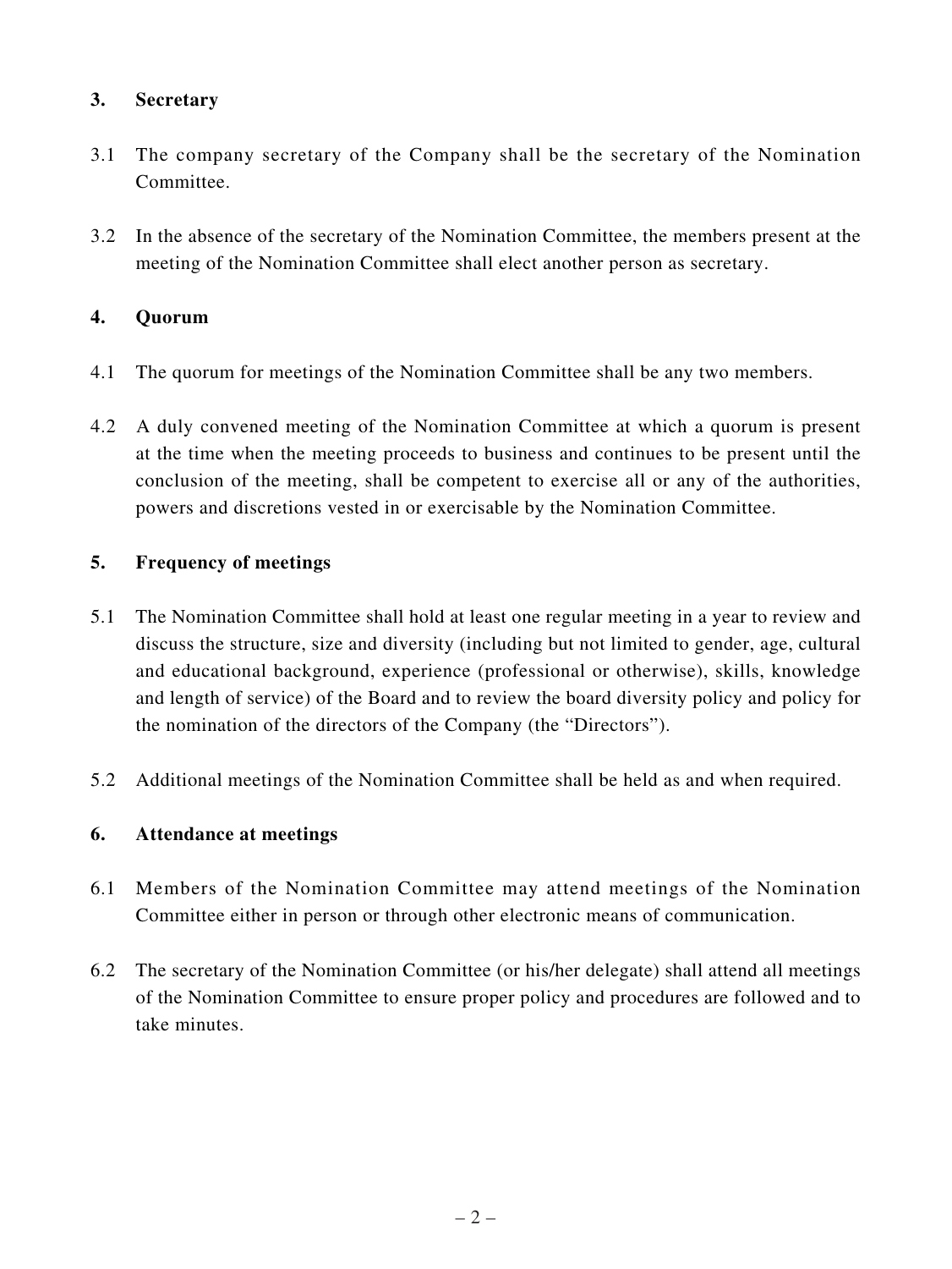## 3. Secretary

3.1 The company secretary of the Company shall be the secretary of the Nomination Committee.

3.2 In the absence of the secretary of the Nomination Committee, the members present at the meeting of the Nomination Committee shall elect another person as secretary.

## 4. Quorum

4.1 The quorum for meetings of the Nomination Committee shall be any two members.

4.2 A duly convened meeting of the Nomination Committee at which a quorum is present at the time when the meeting proceeds to business and continues to be present until the conclusion of the meeting, shall be competent to exercise all or any of the authorities, powers and discretions vested in or exercisable by the Nomination Committee.

## 5. Frequency of meetings

5.1 The Nomination Committee shall hold at least one regular meeting in a year to review and discuss the structure, size and diversity (including but not limited to gender, age, cultural and educational background, experience (professional or otherwise), skills, knowledge and length of service) of the Board and to review the board diversity policy and policy for the nomination of the directors of the Company (the "Directors").

5.2 Additional meetings of the Nomination Committee shall be held as and when required.

## 6. Attendance at meetings

6.1 Members of the Nomination Committee may attend meetings of the Nomination Committee either in person or through other electronic means of communication.

6.2 The secretary of the Nomination Committee (or his/her delegate) shall attend all meetings of the Nomination Committee to ensure proper policy and procedures are followed and to take minutes.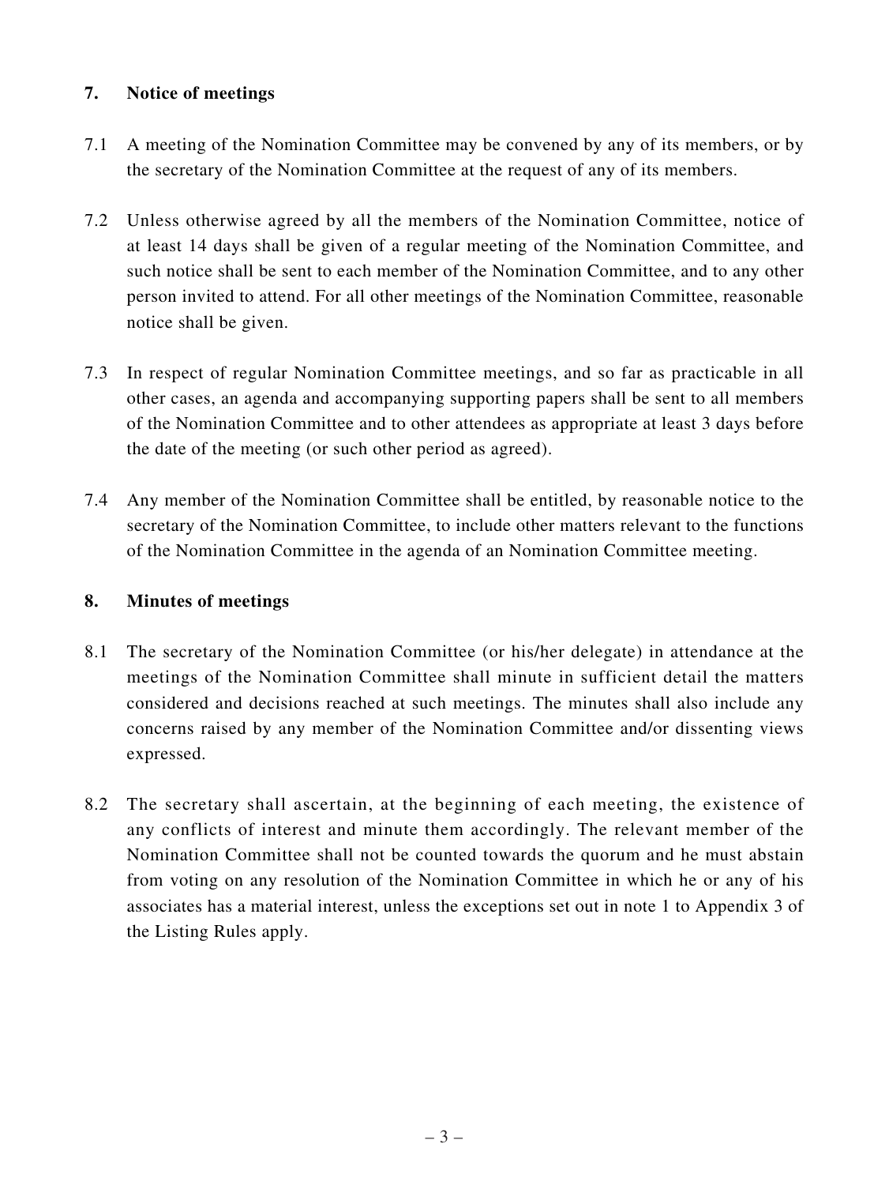## 7. Notice of meetings

7.1 A meeting of the Nomination Committee may be convened by any of its members, or by the secretary of the Nomination Committee at the request of any of its members.

7.2 Unless otherwise agreed by all the members of the Nomination Committee, notice of at least 14 days shall be given of a regular meeting of the Nomination Committee, and such notice shall be sent to each member of the Nomination Committee, and to any other person invited to attend. For all other meetings of the Nomination Committee, reasonable notice shall be given.

7.3 In respect of regular Nomination Committee meetings, and so far as practicable in all other cases, an agenda and accompanying supporting papers shall be sent to all members of the Nomination Committee and to other attendees as appropriate at least 3 days before the date of the meeting (or such other period as agreed).

7.4 Any member of the Nomination Committee shall be entitled, by reasonable notice to the secretary of the Nomination Committee, to include other matters relevant to the functions of the Nomination Committee in the agenda of an Nomination Committee meeting.

## 8. Minutes of meetings

8.1 The secretary of the Nomination Committee (or his/her delegate) in attendance at the meetings of the Nomination Committee shall minute in sufficient detail the matters considered and decisions reached at such meetings. The minutes shall also include any concerns raised by any member of the Nomination Committee and/or dissenting views expressed.

8.2 The secretary shall ascertain, at the beginning of each meeting, the existence of any conflicts of interest and minute them accordingly. The relevant member of the Nomination Committee shall not be counted towards the quorum and he must abstain from voting on any resolution of the Nomination Committee in which he or any of his associates has a material interest, unless the exceptions set out in note 1 to Appendix 3 of the Listing Rules apply.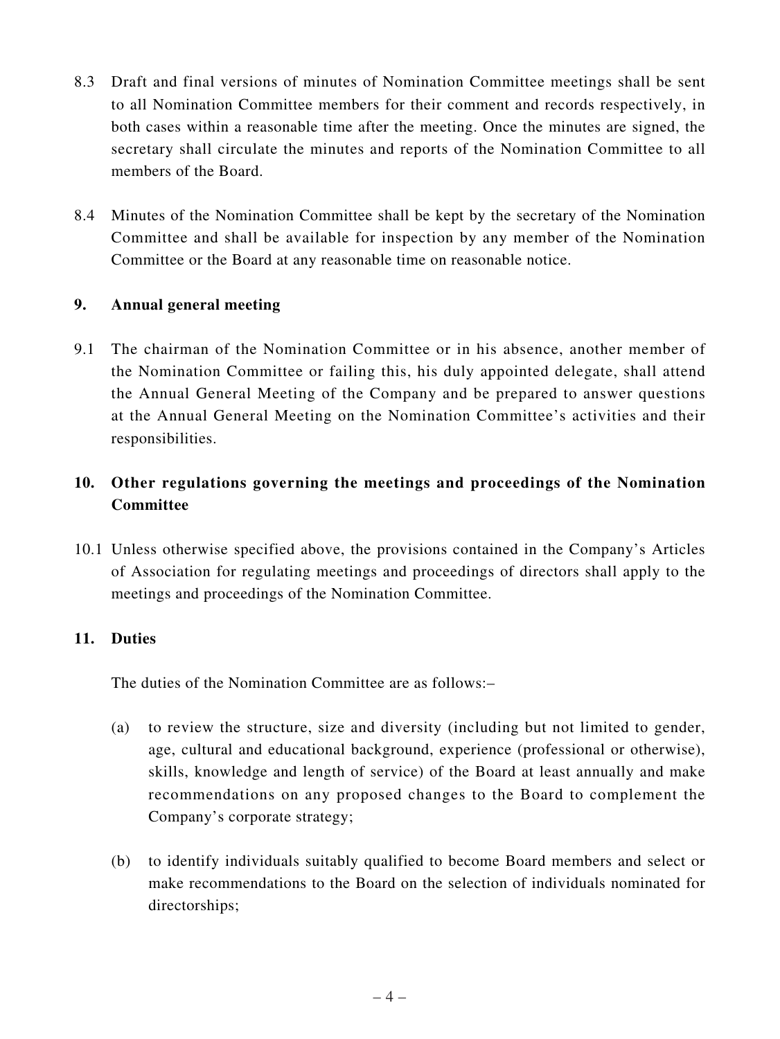8.3 Draft and final versions of minutes of Nomination Committee meetings shall be sent to all Nomination Committee members for their comment and records respectively, in both cases within a reasonable time after the meeting. Once the minutes are signed, the secretary shall circulate the minutes and reports of the Nomination Committee to all members of the Board.

8.4 Minutes of the Nomination Committee shall be kept by the secretary of the Nomination Committee and shall be available for inspection by any member of the Nomination Committee or the Board at any reasonable time on reasonable notice.

## 9. Annual general meeting

9.1 The chairman of the Nomination Committee or in his absence, another member of the Nomination Committee or failing this, his duly appointed delegate, shall attend the Annual General Meeting of the Company and be prepared to answer questions at the Annual General Meeting on the Nomination Committee's activities and their responsibilities.

## 10. Other regulations governing the meetings and proceedings of the Nomination Committee

10.1 Unless otherwise specified above, the provisions contained in the Company's Articles of Association for regulating meetings and proceedings of directors shall apply to the meetings and proceedings of the Nomination Committee.

## 11. Duties

The duties of the Nomination Committee are as follows:–

(a) to review the structure, size and diversity (including but not limited to gender, age, cultural and educational background, experience (professional or otherwise), skills, knowledge and length of service) of the Board at least annually and make recommendations on any proposed changes to the Board to complement the Company's corporate strategy;

(b) to identify individuals suitably qualified to become Board members and select or make recommendations to the Board on the selection of individuals nominated for directorships;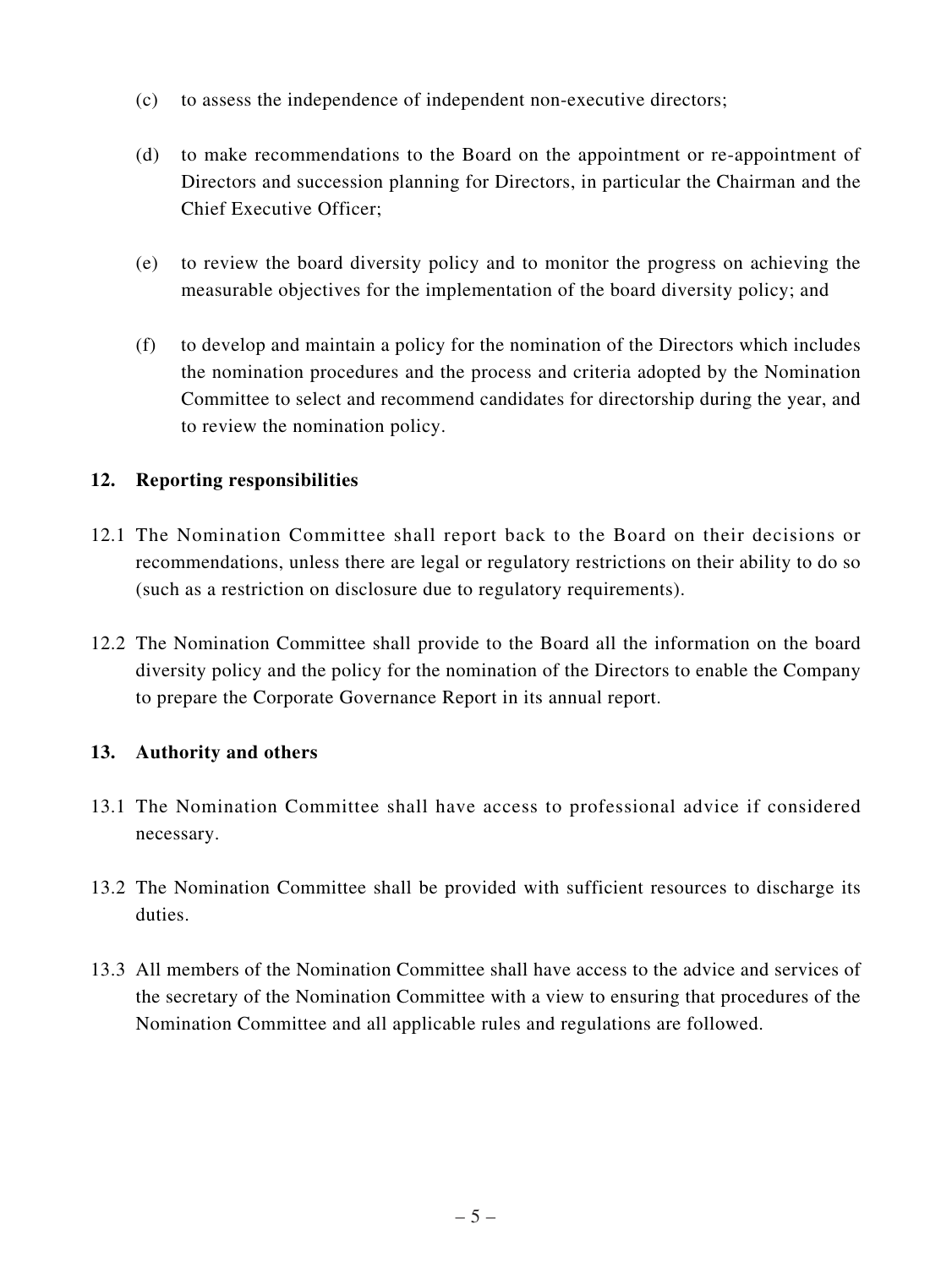(c) to assess the independence of independent non-executive directors;

(d) to make recommendations to the Board on the appointment or re-appointment of Directors and succession planning for Directors, in particular the Chairman and the Chief Executive Officer;

(e) to review the board diversity policy and to monitor the progress on achieving the measurable objectives for the implementation of the board diversity policy; and

(f) to develop and maintain a policy for the nomination of the Directors which includes the nomination procedures and the process and criteria adopted by the Nomination Committee to select and recommend candidates for directorship during the year, and to review the nomination policy.

## 12. Reporting responsibilities

12.1 The Nomination Committee shall report back to the Board on their decisions or recommendations, unless there are legal or regulatory restrictions on their ability to do so (such as a restriction on disclosure due to regulatory requirements).

12.2 The Nomination Committee shall provide to the Board all the information on the board diversity policy and the policy for the nomination of the Directors to enable the Company to prepare the Corporate Governance Report in its annual report.

## 13. Authority and others

13.1 The Nomination Committee shall have access to professional advice if considered necessary.

13.2 The Nomination Committee shall be provided with sufficient resources to discharge its duties.

13.3 All members of the Nomination Committee shall have access to the advice and services of the secretary of the Nomination Committee with a view to ensuring that procedures of the Nomination Committee and all applicable rules and regulations are followed.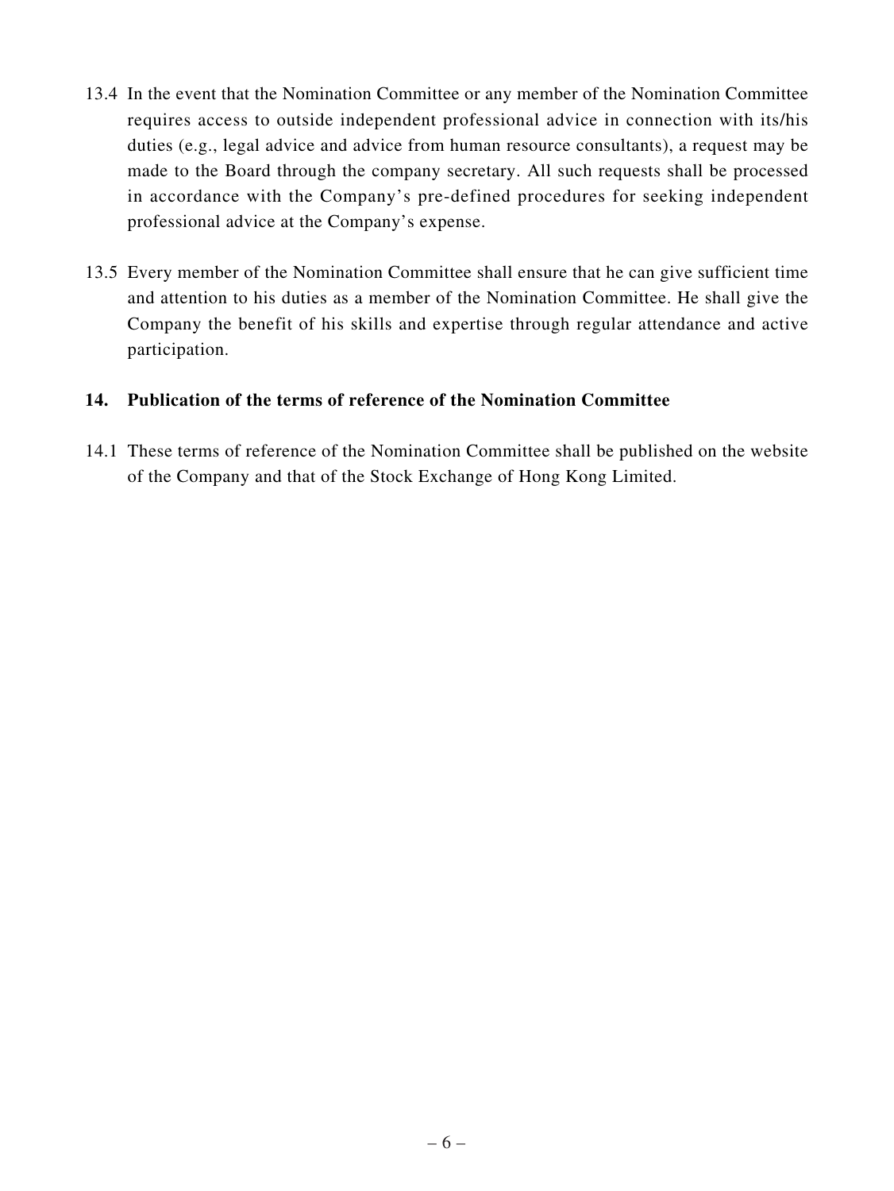13.4 In the event that the Nomination Committee or any member of the Nomination Committee requires access to outside independent professional advice in connection with its/his duties (e.g., legal advice and advice from human resource consultants), a request may be made to the Board through the company secretary. All such requests shall be processed in accordance with the Company's pre-defined procedures for seeking independent professional advice at the Company's expense.

13.5 Every member of the Nomination Committee shall ensure that he can give sufficient time and attention to his duties as a member of the Nomination Committee. He shall give the Company the benefit of his skills and expertise through regular attendance and active participation.

## 14. Publication of the terms of reference of the Nomination Committee

14.1 These terms of reference of the Nomination Committee shall be published on the website of the Company and that of the Stock Exchange of Hong Kong Limited.